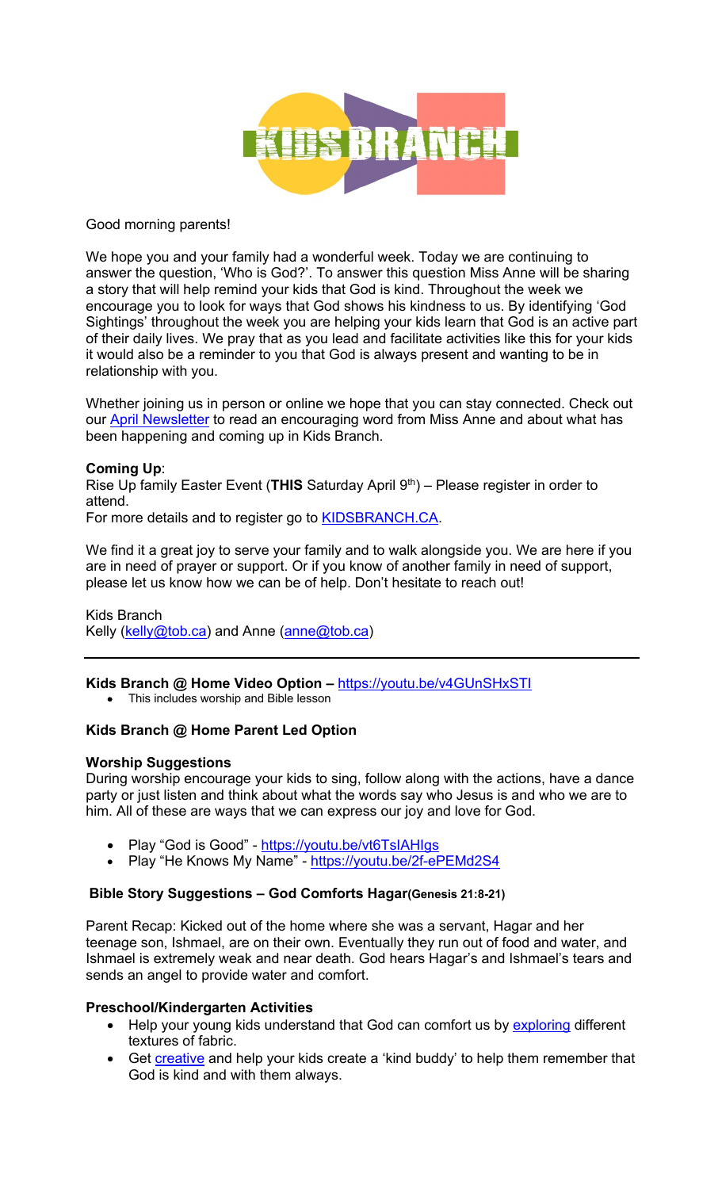KIDS BRANCH

Good morning parents!

We hope you and your family had a wonderful week. Today we are continuing to answer the question, 'Who is God?'. To answer this question Miss Anne will be sharing a story that will help remind your kids that God is kind. Throughout the week we encourage you to look for ways that God shows his kindness to us. By identifying 'God Sightings' throughout the week you are helping your kids learn that God is an active part of their daily lives. We pray that as you lead and facilitate activities like this for your kids it would also be a reminder to you that God is always present and wanting to be in relationship with you.

Whether joining us in person or online we hope that you can stay connected. Check out our April Newsletter to read an encouraging word from Miss Anne and about what has been happening and coming up in Kids Branch.

**Coming Up**:
Rise Up family Easter Event (**THIS** Saturday April 9th) – Please register in order to attend.
For more details and to register go to KIDSBRANCH.CA.

We find it a great joy to serve your family and to walk alongside you. We are here if you are in need of prayer or support. Or if you know of another family in need of support, please let us know how we can be of help. Don't hesitate to reach out!

Kids Branch
Kelly (kelly@tob.ca) and Anne (anne@tob.ca)

---

**Kids Branch @ Home Video Option –** https://youtu.be/v4GUnSHxSTI

- This includes worship and Bible lesson

**Kids Branch @ Home Parent Led Option**

**Worship Suggestions**

During worship encourage your kids to sing, follow along with the actions, have a dance party or just listen and think about what the words say who Jesus is and who we are to him. All of these are ways that we can express our joy and love for God.

- Play "God is Good" - https://youtu.be/vt6TsIAHIgs
- Play "He Knows My Name" - https://youtu.be/2f-ePEMd2S4

**Bible Story Suggestions – God Comforts Hagar** **(Genesis 21:8-21)**

Parent Recap: Kicked out of the home where she was a servant, Hagar and her teenage son, Ishmael, are on their own. Eventually they run out of food and water, and Ishmael is extremely weak and near death. God hears Hagar's and Ishmael's tears and sends an angel to provide water and comfort.

**Preschool/Kindergarten Activities**

- Help your young kids understand that God can comfort us by exploring different textures of fabric.
- Get creative and help your kids create a 'kind buddy' to help them remember that God is kind and with them always.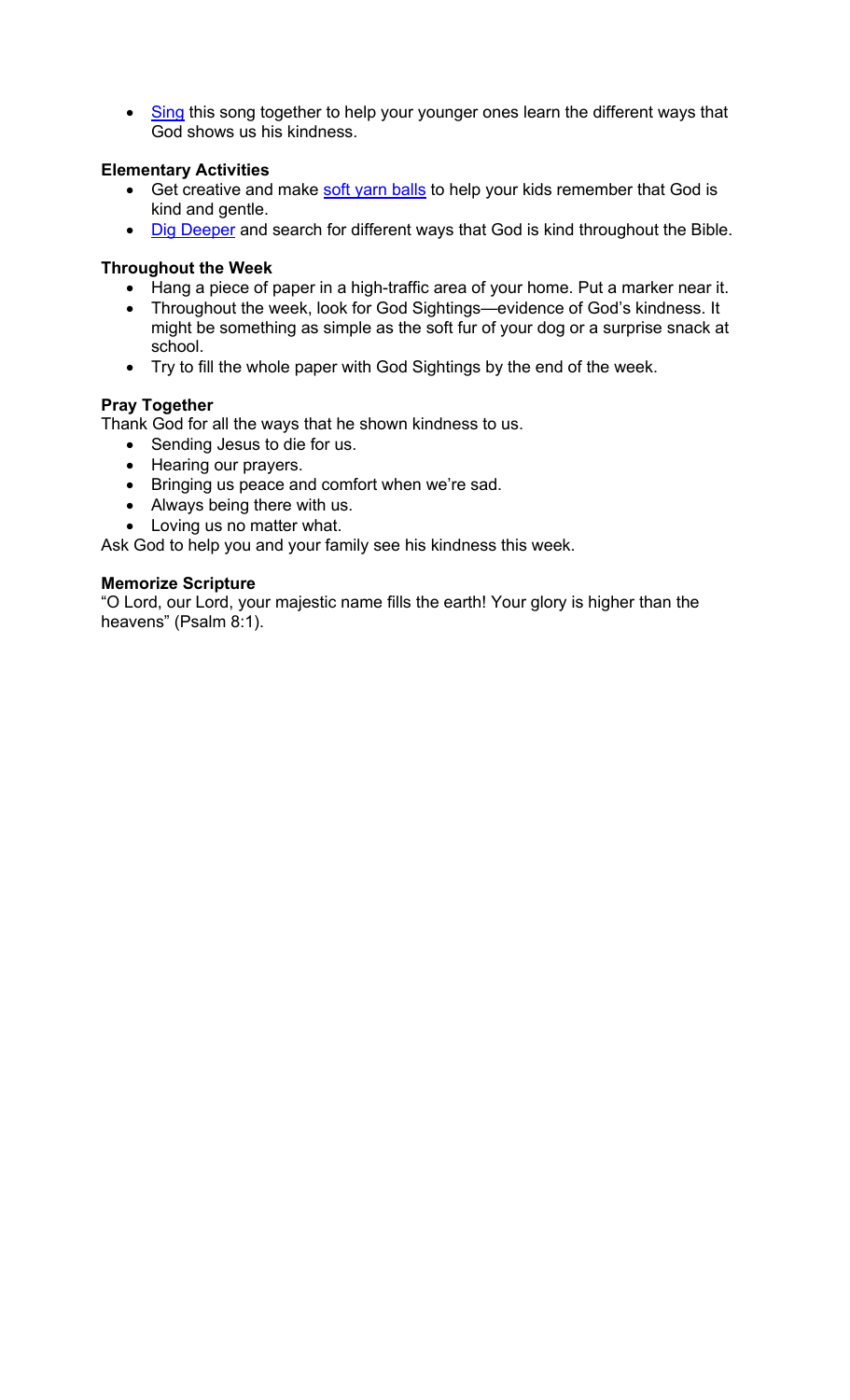- Sing this song together to help your younger ones learn the different ways that God shows us his kindness.

**Elementary Activities**

- Get creative and make soft yarn balls to help your kids remember that God is kind and gentle.
- Dig Deeper and search for different ways that God is kind throughout the Bible.

**Throughout the Week**

- Hang a piece of paper in a high-traffic area of your home. Put a marker near it.
- Throughout the week, look for God Sightings—evidence of God's kindness. It might be something as simple as the soft fur of your dog or a surprise snack at school.
- Try to fill the whole paper with God Sightings by the end of the week.

**Pray Together**

Thank God for all the ways that he shown kindness to us.

- Sending Jesus to die for us.
- Hearing our prayers.
- Bringing us peace and comfort when we're sad.
- Always being there with us.
- Loving us no matter what.

Ask God to help you and your family see his kindness this week.

**Memorize Scripture**

"O Lord, our Lord, your majestic name fills the earth! Your glory is higher than the heavens" (Psalm 8:1).